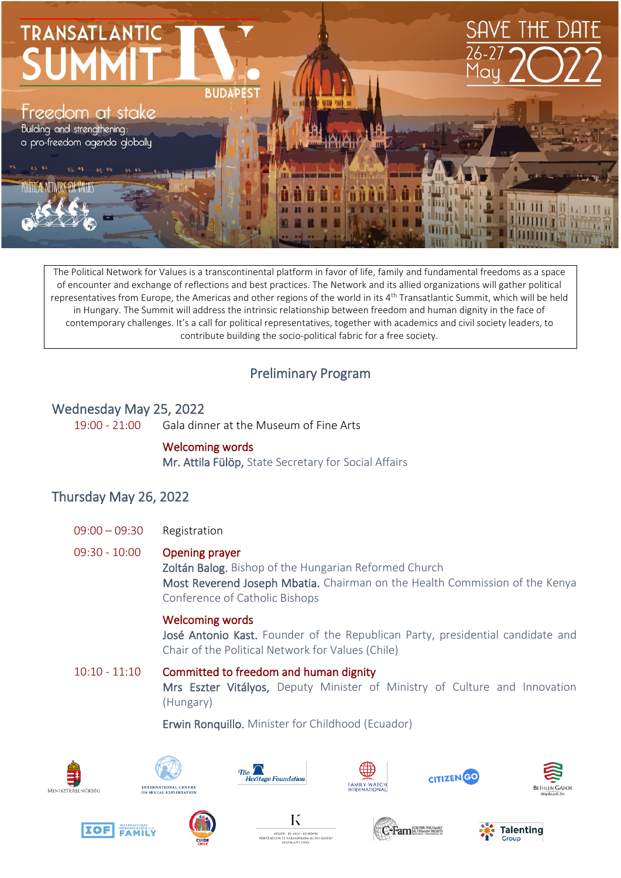# TRANSATLANTIC SUMMIT IV. BUDAPEST

**SAVE THE DATE**
**26-27 May 2022**

## Freedom at stake

Building and strengthening a pro-freedom agenda globally

POLITICAL NETWORK FOR VALUES

The Political Network for Values is a transcontinental platform in favor of life, family and fundamental freedoms as a space of encounter and exchange of reflections and best practices. The Network and its allied organizations will gather political representatives from Europe, the Americas and other regions of the world in its 4th Transatlantic Summit, which will be held in Hungary. The Summit will address the intrinsic relationship between freedom and human dignity in the face of contemporary challenges. It's a call for political representatives, together with academics and civil society leaders, to contribute building the socio-political fabric for a free society.

## Preliminary Program

### Wednesday May 25, 2022

**19:00 - 21:00** Gala dinner at the Museum of Fine Arts

**Welcoming words**
**Mr. Attila Fülöp,** State Secretary for Social Affairs

### Thursday May 26, 2022

**09:00 – 09:30** Registration

**09:30 - 10:00** **Opening prayer**
**Zoltán Balog.** Bishop of the Hungarian Reformed Church
**Most Reverend Joseph Mbatia.** Chairman on the Health Commission of the Kenya Conference of Catholic Bishops

**Welcoming words**
**José Antonio Kast.** Founder of the Republican Party, presidential candidate and Chair of the Political Network for Values (Chile)

**10:10 - 11:10** **Committed to freedom and human dignity**
**Mrs Eszter Vitályos,** Deputy Minister of Ministry of Culture and Innovation (Hungary)

**Erwin Ronquillo.** Minister for Childhood (Ecuador)

MINISZTERELNÖKSÉG · INTERNATIONAL CENTRE ON SEXUAL EXPLOITATION · The Heritage Foundation · FAMILY WATCH INTERNATIONAL · CITIZENGO · BETHLEN GÁBOR Alapkezelő Zrt. · IOF INTERNATIONAL ORGANIZATION for the FAMILY · CUIDE CHILE · KÖZÉP- ÉS KELET-EURÓPAI TÖRTÉNELEM ÉS TÁRSADALOM KUTATÁSÁÉRT KÖZALAPÍTVÁNY · C-Fam CENTER FOR FAMILY & HUMAN RIGHTS · Talenting Group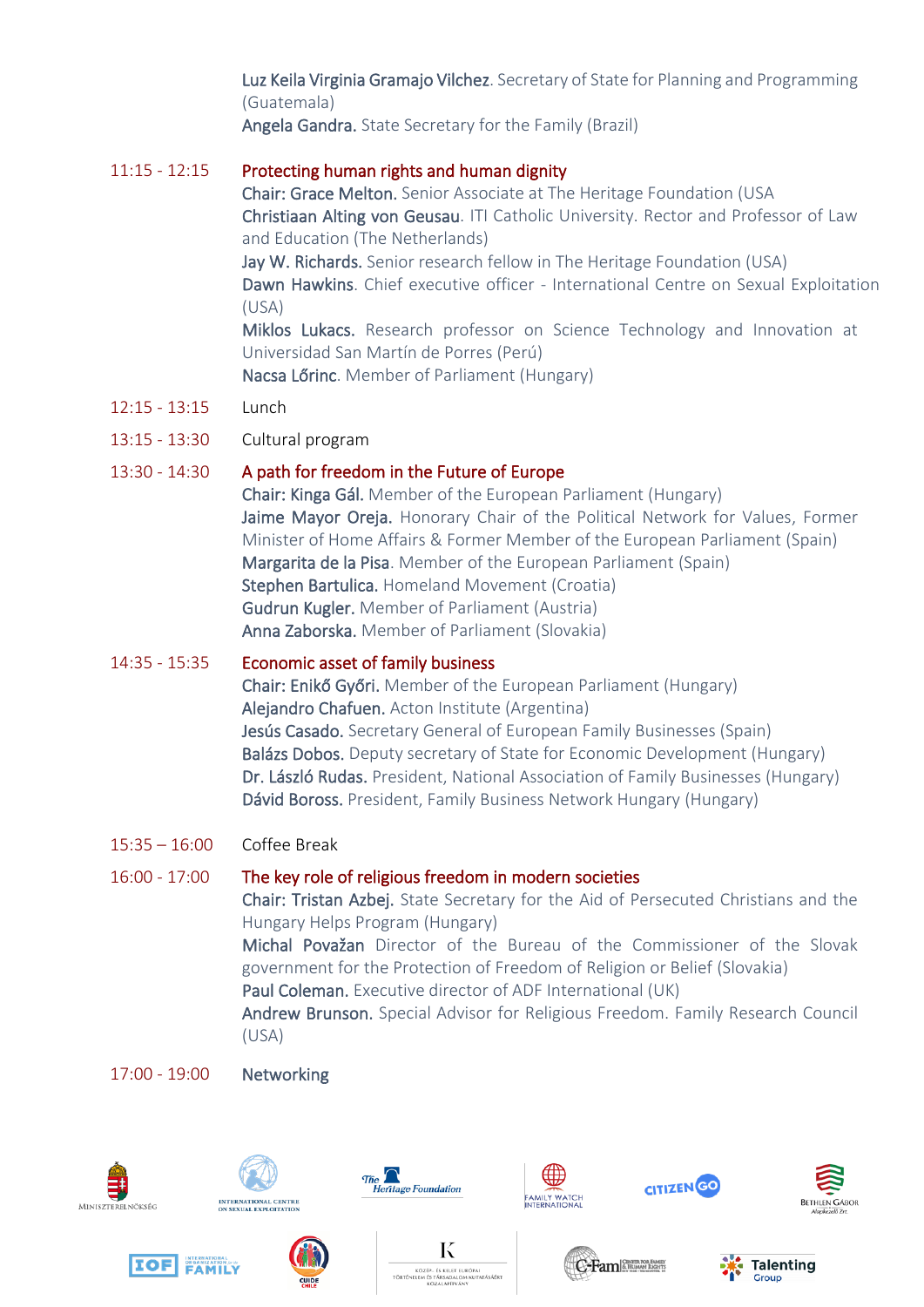Luz Keila Virginia Gramajo Vilchez. Secretary of State for Planning and Programming (Guatemala)
Angela Gandra. State Secretary for the Family (Brazil)

11:15 - 12:15 **Protecting human rights and human dignity**
Chair: Grace Melton. Senior Associate at The Heritage Foundation (USA
Christiaan Alting von Geusau. ITI Catholic University. Rector and Professor of Law and Education (The Netherlands)
Jay W. Richards. Senior research fellow in The Heritage Foundation (USA)
Dawn Hawkins. Chief executive officer - International Centre on Sexual Exploitation (USA)
Miklos Lukacs. Research professor on Science Technology and Innovation at Universidad San Martín de Porres (Perú)
Nacsa Lőrinc. Member of Parliament (Hungary)

12:15 - 13:15 Lunch

13:15 - 13:30 Cultural program

13:30 - 14:30 **A path for freedom in the Future of Europe**
Chair: Kinga Gál. Member of the European Parliament (Hungary)
Jaime Mayor Oreja. Honorary Chair of the Political Network for Values, Former Minister of Home Affairs & Former Member of the European Parliament (Spain)
Margarita de la Pisa. Member of the European Parliament (Spain)
Stephen Bartulica. Homeland Movement (Croatia)
Gudrun Kugler. Member of Parliament (Austria)
Anna Zaborska. Member of Parliament (Slovakia)

14:35 - 15:35 **Economic asset of family business**
Chair: Enikő Győri. Member of the European Parliament (Hungary)
Alejandro Chafuen. Acton Institute (Argentina)
Jesús Casado. Secretary General of European Family Businesses (Spain)
Balázs Dobos. Deputy secretary of State for Economic Development (Hungary)
Dr. László Rudas. President, National Association of Family Businesses (Hungary)
Dávid Boross. President, Family Business Network Hungary (Hungary)

15:35 – 16:00 Coffee Break

16:00 - 17:00 **The key role of religious freedom in modern societies**
Chair: Tristan Azbej. State Secretary for the Aid of Persecuted Christians and the Hungary Helps Program (Hungary)
Michal Považan Director of the Bureau of the Commissioner of the Slovak government for the Protection of Freedom of Religion or Belief (Slovakia)
Paul Coleman. Executive director of ADF International (UK)
Andrew Brunson. Special Advisor for Religious Freedom. Family Research Council (USA)

17:00 - 19:00 Networking

Miniszterelnökség | International Centre on Sexual Exploitation | The Heritage Foundation | Family Watch International | CitizenGO | Bethlen Gábor Alapkezelő Zrt.

IOF International Organization for the Family | Cuide Chile | Közép- és Kelet-Európai Történelem és Társadalom Kutatásáért Közalapítvány | C-Fam Center for Family & Human Rights | Talenting Group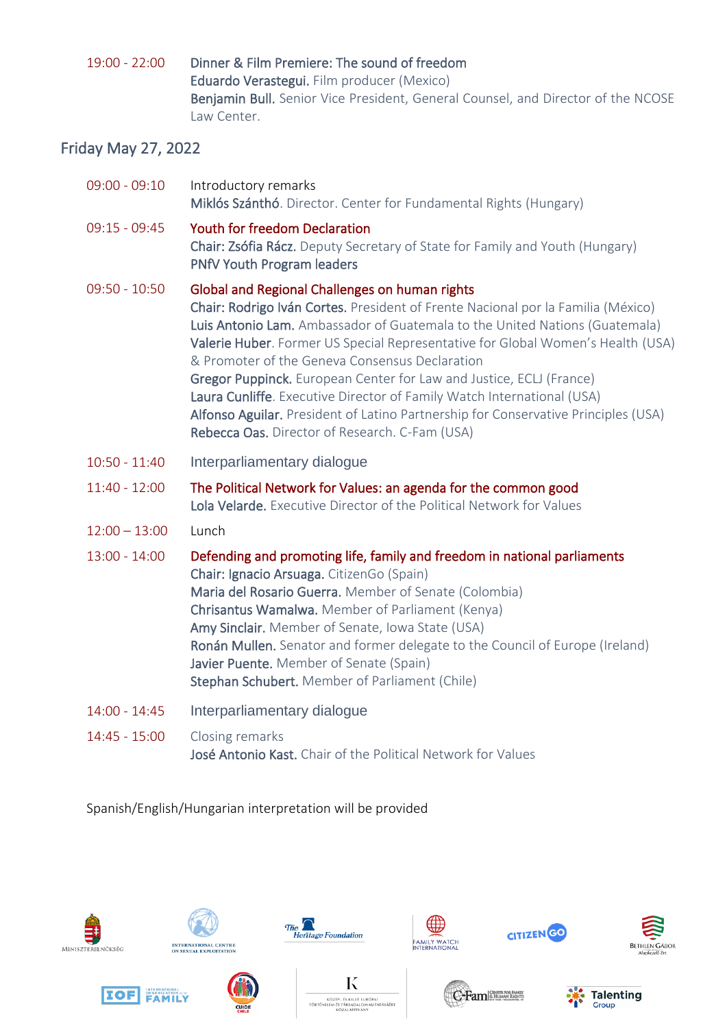19:00 - 22:00 **Dinner & Film Premiere: The sound of freedom**
Eduardo Verastegui. Film producer (Mexico)
Benjamin Bull. Senior Vice President, General Counsel, and Director of the NCOSE Law Center.

## Friday May 27, 2022

09:00 - 09:10 Introductory remarks
Miklós Szánthó. Director. Center for Fundamental Rights (Hungary)

09:15 - 09:45 **Youth for freedom Declaration**
Chair: Zsófia Rácz. Deputy Secretary of State for Family and Youth (Hungary)
PNfV Youth Program leaders

09:50 - 10:50 **Global and Regional Challenges on human rights**
Chair: Rodrigo Iván Cortes. President of Frente Nacional por la Familia (México)
Luis Antonio Lam. Ambassador of Guatemala to the United Nations (Guatemala)
Valerie Huber. Former US Special Representative for Global Women's Health (USA) & Promoter of the Geneva Consensus Declaration
Gregor Puppinck. European Center for Law and Justice, ECLJ (France)
Laura Cunliffe. Executive Director of Family Watch International (USA)
Alfonso Aguilar. President of Latino Partnership for Conservative Principles (USA)
Rebecca Oas. Director of Research. C-Fam (USA)

10:50 - 11:40 Interparliamentary dialogue

11:40 - 12:00 **The Political Network for Values: an agenda for the common good**
Lola Velarde. Executive Director of the Political Network for Values

12:00 – 13:00 Lunch

13:00 - 14:00 **Defending and promoting life, family and freedom in national parliaments**
Chair: Ignacio Arsuaga. CitizenGo (Spain)
Maria del Rosario Guerra. Member of Senate (Colombia)
Chrisantus Wamalwa. Member of Parliament (Kenya)
Amy Sinclair. Member of Senate, Iowa State (USA)
Ronán Mullen. Senator and former delegate to the Council of Europe (Ireland)
Javier Puente. Member of Senate (Spain)
Stephan Schubert. Member of Parliament (Chile)

14:00 - 14:45 Interparliamentary dialogue

14:45 - 15:00 Closing remarks
José Antonio Kast. Chair of the Political Network for Values

Spanish/English/Hungarian interpretation will be provided

MINISZTERELNÖKSÉG
INTERNATIONAL CENTRE ON SEXUAL EXPLOITATION
The Heritage Foundation
FAMILY WATCH INTERNATIONAL
CITIZENGO
BETHLEN GÁBOR Alapkezelő Zrt.
IOF INTERNATIONAL ORGANIZATION for the FAMILY
CUIDE CHILE
K KÖZÉP- ÉS KELET-EURÓPAI TÖRTÉNELEM ÉS TÁRSADALOM KUTATÁSÁÉRT KÖZALAPÍTVÁNY
C-Fam CENTER FOR FAMILY & HUMAN RIGHTS
Talenting Group